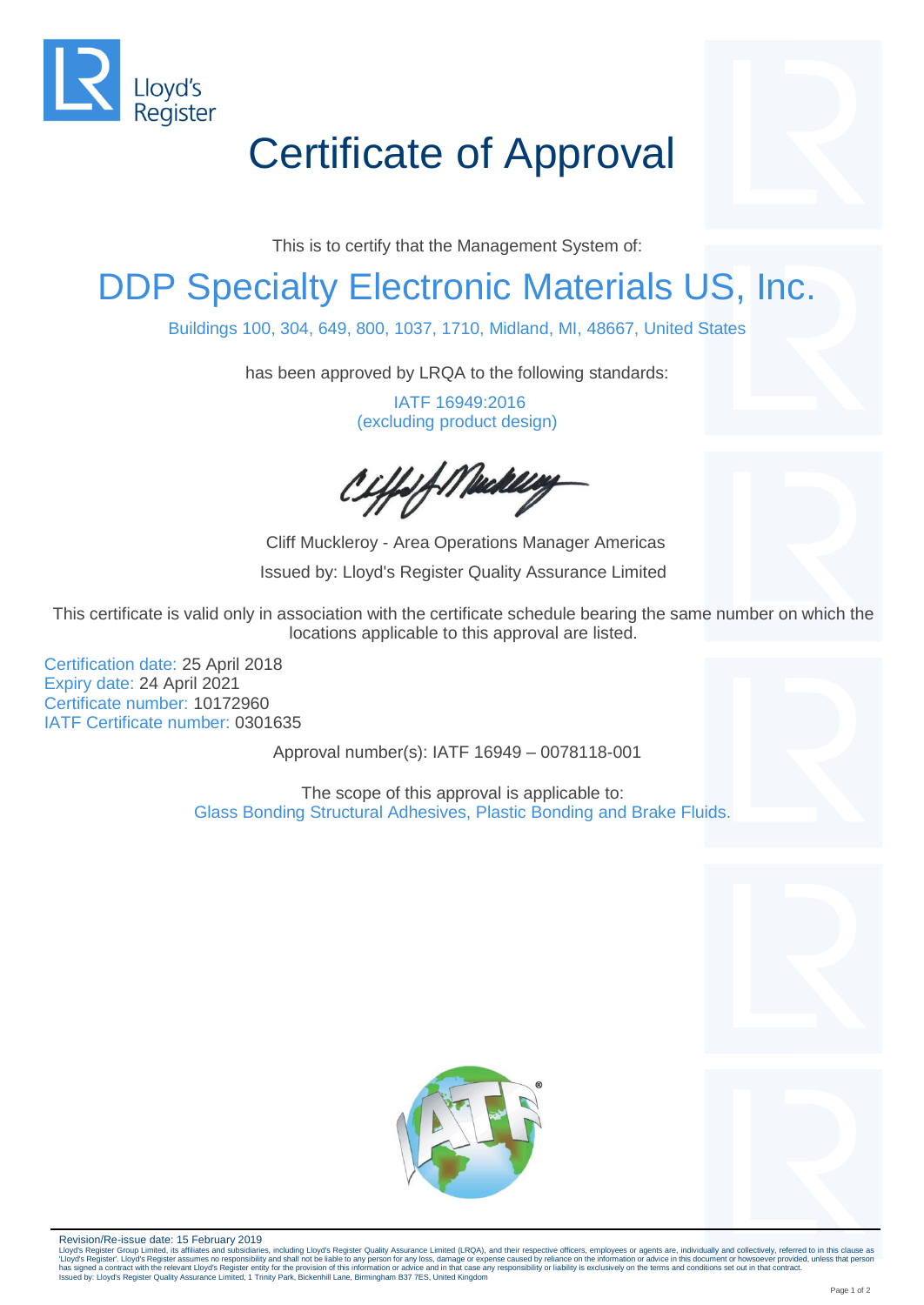Lloyd's Register

# Certificate of Approval

This is to certify that the Management System of:

## DDP Specialty Electronic Materials US, Inc.

Buildings 100, 304, 649, 800, 1037, 1710, Midland, MI, 48667, United States

has been approved by LRQA to the following standards:

IATF 16949:2016
(excluding product design)

Cliff Muckleroy - Area Operations Manager Americas

Issued by: Lloyd's Register Quality Assurance Limited

This certificate is valid only in association with the certificate schedule bearing the same number on which the locations applicable to this approval are listed.

Certification date: 25 April 2018
Expiry date: 24 April 2021
Certificate number: 10172960
IATF Certificate number: 0301635

Approval number(s): IATF 16949 – 0078118-001

The scope of this approval is applicable to:
Glass Bonding Structural Adhesives, Plastic Bonding and Brake Fluids.

Revision/Re-issue date: 15 February 2019

Lloyd's Register Group Limited, its affiliates and subsidiaries, including Lloyd's Register Quality Assurance Limited (LRQA), and their respective officers, employees or agents are, individually and collectively, referred to in this clause as 'Lloyd's Register'. Lloyd's Register assumes no responsibility and shall not be liable to any person for any loss, damage or expense caused by reliance on the information or advice in this document or howsoever provided, unless that person has signed a contract with the relevant Lloyd's Register entity for the provision of this information or advice and in that case any responsibility or liability is exclusively on the terms and conditions set out in that contract.
Issued by: Lloyd's Register Quality Assurance Limited, 1 Trinity Park, Bickenhill Lane, Birmingham B37 7ES, United Kingdom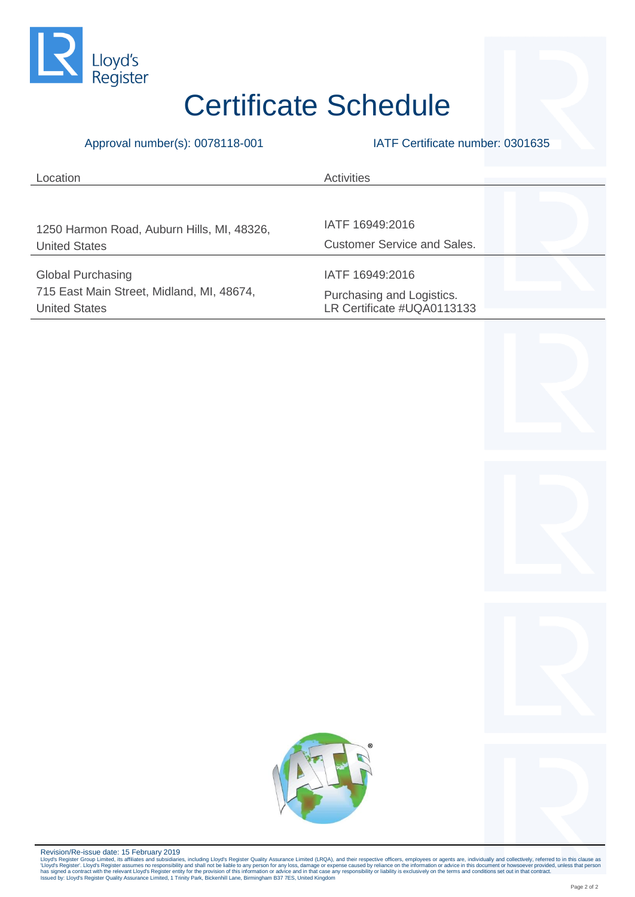# Certificate Schedule

Approval number(s): 0078118-001

IATF Certificate number: 0301635

| Location | Activities |
|---|---|
| 1250 Harmon Road, Auburn Hills, MI, 48326, United States | IATF 16949:2016<br>Customer Service and Sales. |
| Global Purchasing<br>715 East Main Street, Midland, MI, 48674, United States | IATF 16949:2016<br>Purchasing and Logistics.<br>LR Certificate #UQA0113133 |

Revision/Re-issue date: 15 February 2019

Lloyd's Register Group Limited, its affiliates and subsidiaries, including Lloyd's Register Quality Assurance Limited (LRQA), and their respective officers, employees or agents are, individually and collectively, referred to in this clause as 'Lloyd's Register'. Lloyd's Register assumes no responsibility and shall not be liable to any person for any loss, damage or expense caused by reliance on the information or advice in this document or howsoever provided, unless that person has signed a contract with the relevant Lloyd's Register entity for the provision of this information or advice and in that case any responsibility or liability is exclusively on the terms and conditions set out in that contract.

Issued by: Lloyd's Register Quality Assurance Limited, 1 Trinity Park, Bickenhill Lane, Birmingham B37 7ES, United Kingdom